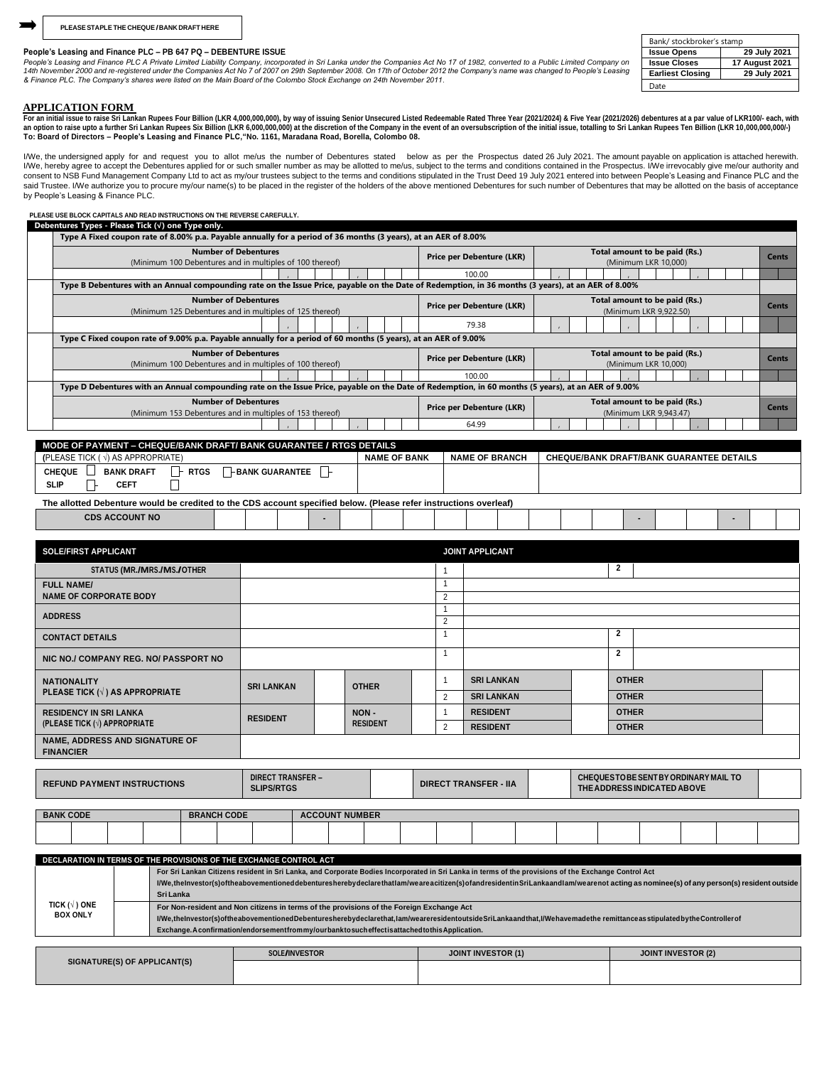PLEASE STAPLE THE CHEQUE / BANK DRAFT HERE

| Bank/ stockbroker's stamp | |
|---|---|
| **Issue Opens** | **29 July 2021** |
| **Issue Closes** | **17 August 2021** |
| **Earliest Closing** | **29 July 2021** |
| Date | |

**People's Leasing and Finance PLC – PB 647 PQ – DEBENTURE ISSUE**

*People's Leasing and Finance PLC A Private Limited Liability Company, incorporated in Sri Lanka under the Companies Act No 17 of 1982, converted to a Public Limited Company on 14th November 2000 and re-registered under the Companies Act No 7 of 2007 on 29th September 2008. On 17th of October 2012 the Company's name was changed to People's Leasing & Finance PLC. The Company's shares were listed on the Main Board of the Colombo Stock Exchange on 24th November 2011.*

## APPLICATION FORM

**For an initial issue to raise Sri Lankan Rupees Four Billion (LKR 4,000,000,000), by way of issuing Senior Unsecured Listed Redeemable Rated Three Year (2021/2024) & Five Year (2021/2026) debentures at a par value of LKR100/- each, with an option to raise upto a further Sri Lankan Rupees Six Billion (LKR 6,000,000,000) at the discretion of the Company in the event of an oversubscription of the initial issue, totalling to Sri Lankan Rupees Ten Billion (LKR 10,000,000,000/-)**
**To: Board of Directors – People's Leasing and Finance PLC,"No. 1161, Maradana Road, Borella, Colombo 08.**

I/We, the undersigned apply for and request you to allot me/us the number of Debentures stated below as per the Prospectus dated 26 July 2021. The amount payable on application is attached herewith. I/We, hereby agree to accept the Debentures applied for or such smaller number as may be allotted to me/us, subject to the terms and conditions contained in the Prospectus. I/We irrevocably give me/our authority and consent to NSB Fund Management Company Ltd to act as my/our trustees subject to the terms and conditions stipulated in the Trust Deed 19 July 2021 entered into between People's Leasing and Finance PLC and the said Trustee. I/We authorize you to procure my/our name(s) to be placed in the register of the holders of the above mentioned Debentures for such number of Debentures that may be allotted on the basis of acceptance by People's Leasing & Finance PLC.

**PLEASE USE BLOCK CAPITALS AND READ INSTRUCTIONS ON THE REVERSE CAREFULLY.**

**Debentures Types - Please Tick (√) one Type only.**

| | Number of Debentures | Price per Debenture (LKR) | Total amount to be paid (Rs.) | Cents |
|---|---|---|---|---|
| | **Type A Fixed coupon rate of 8.00% p.a. Payable annually for a period of 36 months (3 years), at an AER of 8.00%** | | | |
| | (Minimum 100 Debentures and in multiples of 100 thereof) | 100.00 | (Minimum LKR 10,000) | |
| | **Type B Debentures with an Annual compounding rate on the Issue Price, payable on the Date of Redemption, in 36 months (3 years), at an AER of 8.00%** | | | |
| | (Minimum 125 Debentures and in multiples of 125 thereof) | 79.38 | (Minimum LKR 9,922.50) | |
| | **Type C Fixed coupon rate of 9.00% p.a. Payable annually for a period of 60 months (5 years), at an AER of 9.00%** | | | |
| | (Minimum 100 Debentures and in multiples of 100 thereof) | 100.00 | (Minimum LKR 10,000) | |
| | **Type D Debentures with an Annual compounding rate on the Issue Price, payable on the Date of Redemption, in 60 months (5 years), at an AER of 9.00%** | | | |
| | (Minimum 153 Debentures and in multiples of 153 thereof) | 64.99 | (Minimum LKR 9,943.47) | |

| MODE OF PAYMENT – CHEQUE/BANK DRAFT/ BANK GUARANTEE / RTGS DETAILS | NAME OF BANK | NAME OF BRANCH | CHEQUE/BANK DRAFT/BANK GUARANTEE DETAILS |
|---|---|---|---|
| (PLEASE TICK (√) AS APPROPRIATE) CHEQUE ☐ BANK DRAFT ☐ RTGS ☐ BANK GUARANTEE ☐ SLIP ☐ CEFT ☐ | | | |

**The allotted Debenture would be credited to the CDS account specified below. (Please refer instructions overleaf)**

| CDS ACCOUNT NO | | | | - | | | | | | | | | | - | | - | |
|---|---|---|---|---|---|---|---|---|---|---|---|---|---|---|---|---|---|

| SOLE/FIRST APPLICANT | | | | JOINT APPLICANT | | | |
|---|---|---|---|---|---|---|---|
| STATUS (MR./MRS./MS./OTHER | | | | 1 | | 2 | |
| FULL NAME/ NAME OF CORPORATE BODY | | | | 1 | | | |
| | | | | 2 | | | |
| ADDRESS | | | | 1 | | | |
| | | | | 2 | | | |
| CONTACT DETAILS | | | | 1 | | 2 | |
| NIC NO./ COMPANY REG. NO/ PASSPORT NO | | | | 1 | | 2 | |
| NATIONALITY PLEASE TICK (√) AS APPROPRIATE | SRI LANKAN | | OTHER | 1 | SRI LANKAN | OTHER | |
| | | | | 2 | SRI LANKAN | OTHER | |
| RESIDENCY IN SRI LANKA (PLEASE TICK (√) APPROPRIATE | RESIDENT | | NON - RESIDENT | 1 | RESIDENT | OTHER | |
| | | | | 2 | RESIDENT | OTHER | |
| NAME, ADDRESS AND SIGNATURE OF FINANCIER | | | | | | | |

| REFUND PAYMENT INSTRUCTIONS | DIRECT TRANSFER – SLIPS/RTGS | | DIRECT TRANSFER - IIA | | CHEQUES TO BE SENT BY ORDINARY MAIL TO THE ADDRESS INDICATED ABOVE | |
|---|---|---|---|---|---|---|

| BANK CODE | BRANCH CODE | ACCOUNT NUMBER |
|---|---|---|
| | | |

**DECLARATION IN TERMS OF THE PROVISIONS OF THE EXCHANGE CONTROL ACT**

| TICK (√) ONE BOX ONLY | | |
|---|---|---|
| | | **For Sri Lankan Citizens resident in Sri Lanka, and Corporate Bodies Incorporated in Sri Lanka in terms of the provisions of the Exchange Control Act** I/We, the Investor(s) of the above mentioned debentures hereby declare that I am/we are a citizen(s) of and resident in Sri Lanka and I am/we are not acting as nominee(s) of any person(s) resident outside Sri Lanka |
| | | **For Non-resident and Non citizens in terms of the provisions of the Foreign Exchange Act** I/We, the Investor(s) of the above mentioned Debentures hereby declare that, I am/we are resident outside Sri Lanka and that, I/We have made the remittance as stipulated by the Controller of Exchange. A confirmation/endorsement from my/our bank to such effect is attached to this Application. |

| SIGNATURE(S) OF APPLICANT(S) | SOLE/INVESTOR | JOINT INVESTOR (1) | JOINT INVESTOR (2) |
|---|---|---|---|
| | | | |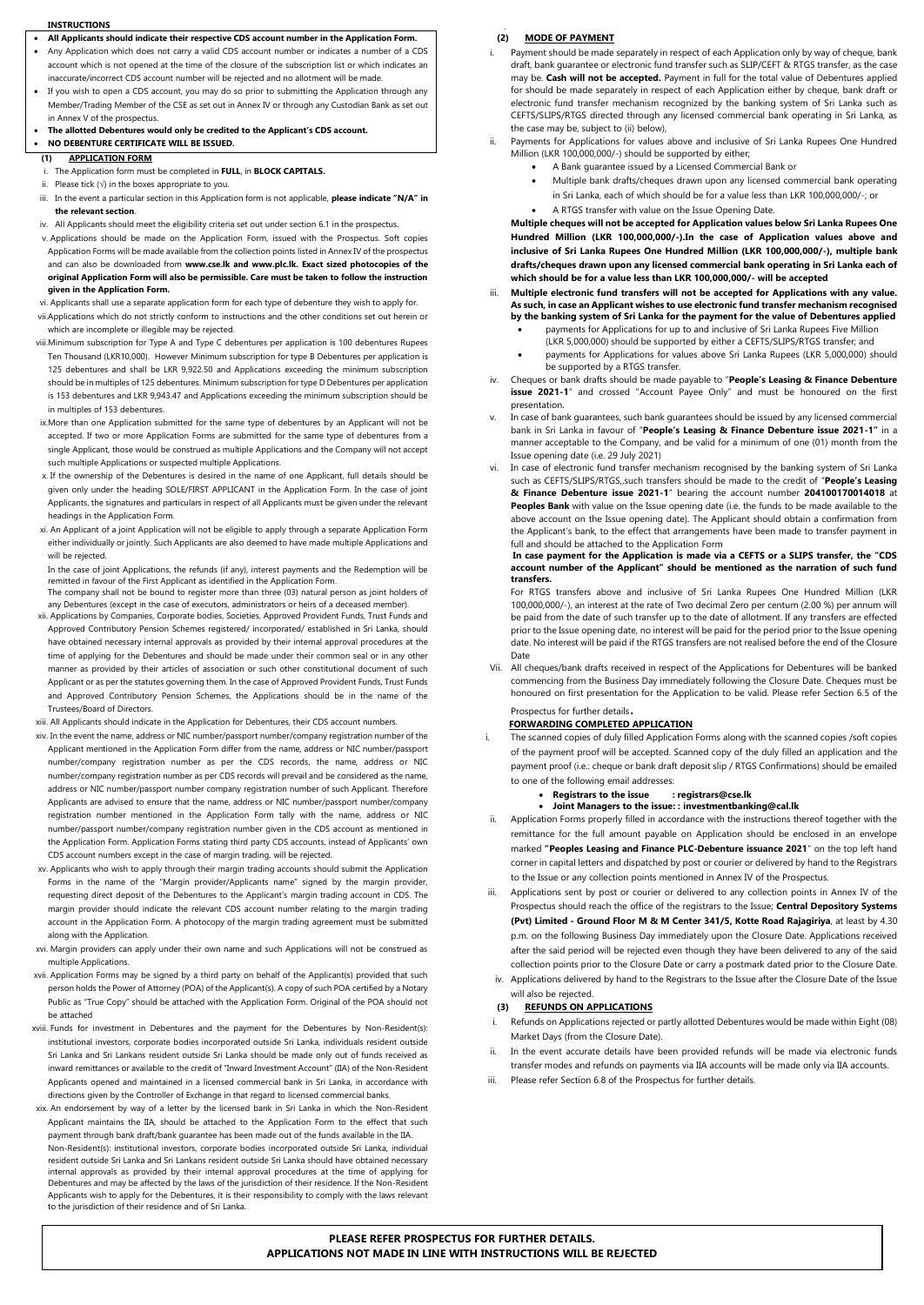**INSTRUCTIONS**

- **All Applicants should indicate their respective CDS account number in the Application Form.**
- Any Application which does not carry a valid CDS account number or indicates a number of a CDS account which is not opened at the time of the closure of the subscription list or which indicates an inaccurate/incorrect CDS account number will be rejected and no allotment will be made.
- If you wish to open a CDS account, you may do so prior to submitting the Application through any Member/Trading Member of the CSE as set out in Annex IV or through any Custodian Bank as set out in Annex V of the prospectus.
- **The allotted Debentures would only be credited to the Applicant's CDS account.**
- **NO DEBENTURE CERTIFICATE WILL BE ISSUED.**

**(1) APPLICATION FORM**

i. The Application form must be completed in **FULL**, in **BLOCK CAPITALS.**

ii. Please tick (√) in the boxes appropriate to you.

iii. In the event a particular section in this Application form is not applicable, **please indicate "N/A" in the relevant section**.

iv. All Applicants should meet the eligibility criteria set out under section 6.1 in the prospectus.

v. Applications should be made on the Application Form, issued with the Prospectus. Soft copies Application Forms will be made available from the collection points listed in Annex IV of the prospectus and can also be downloaded from **www.cse.lk and www.plc.lk. Exact sized photocopies of the original Application Form will also be permissible. Care must be taken to follow the instruction given in the Application Form.**

vi. Applicants shall use a separate application form for each type of debenture they wish to apply for.

vii. Applications which do not strictly conform to instructions and the other conditions set out herein or which are incomplete or illegible may be rejected.

viii. Minimum subscription for Type A and Type C debentures per application is 100 debentures Rupees Ten Thousand (LKR10,000). However Minimum subscription for type B Debentures per application is 125 debentures and shall be LKR 9,922.50 and Applications exceeding the minimum subscription should be in multiples of 125 debentures. Minimum subscription for type D Debentures per application is 153 debentures and LKR 9,943.47 and Applications exceeding the minimum subscription should be in multiples of 153 debentures.

ix. More than one Application submitted for the same type of debentures by an Applicant will not be accepted. If two or more Application Forms are submitted for the same type of debentures from a single Applicant, those would be construed as multiple Applications and the Company will not accept such multiple Applications or suspected multiple Applications.

x. If the ownership of the Debentures is desired in the name of one Applicant, full details should be given only under the heading SOLE/FIRST APPLICANT in the Application Form. In the case of joint Applicants, the signatures and particulars in respect of all Applicants must be given under the relevant headings in the Application Form.

xi. An Applicant of a joint Application will not be eligible to apply through a separate Application Form either individually or jointly. Such Applicants are also deemed to have made multiple Applications and will be rejected.

In the case of joint Applications, the refunds (if any), interest payments and the Redemption will be remitted in favour of the First Applicant as identified in the Application Form.

The company shall not be bound to register more than three (03) natural person as joint holders of any Debentures (except in the case of executors, administrators or heirs of a deceased member).

xii. Applications by Companies, Corporate bodies, Societies, Approved Provident Funds, Trust Funds and Approved Contributory Pension Schemes registered/ incorporated/ established in Sri Lanka, should have obtained necessary internal approvals as provided by their internal approval procedures at the time of applying for the Debentures and should be made under their common seal or in any other manner as provided by their articles of association or such other constitutional document of such Applicant or as per the statutes governing them. In the case of Approved Provident Funds, Trust Funds and Approved Contributory Pension Schemes, the Applications should be in the name of the Trustees/Board of Directors.

xiii. All Applicants should indicate in the Application for Debentures, their CDS account numbers.

xiv. In the event the name, address or NIC number/passport number/company registration number of the Applicant mentioned in the Application Form differ from the name, address or NIC number/passport number/company registration number as per the CDS records, the name, address or NIC number/passport number/company registration number as per CDS records will prevail and be considered as the name, address or NIC number/passport number company registration number of such Applicant. Therefore Applicants are advised to ensure that the name, address or NIC number/passport number/company registration number mentioned in the Application Form tally with the name, address or NIC number/passport number/company registration number given in the CDS account as mentioned in the Application Form. Application Forms stating third party CDS accounts, instead of Applicants' own CDS account numbers except in the case of margin trading, will be rejected.

xv. Applicants who wish to apply through their margin trading accounts should submit the Application Forms in the name of the "Margin provider/Applicants name" signed by the margin provider, requesting direct deposit of the Debentures to the Applicant's margin trading account in CDS. The margin provider should indicate the relevant CDS account number relating to the margin trading account in the Application Form. A photocopy of the margin trading agreement must be submitted along with the Application.

xvi. Margin providers can apply under their own name and such Applications will not be construed as multiple Applications.

xvii. Application Forms may be signed by a third party on behalf of the Applicant(s) provided that such person holds the Power of Attorney (POA) of the Applicant(s). A copy of such POA certified by a Notary Public as "True Copy" should be attached with the Application Form. Original of the POA should not be attached

xviii. Funds for investment in Debentures and the payment for the Debentures by Non-Resident(s): institutional investors, corporate bodies incorporated outside Sri Lanka, individuals resident outside Sri Lanka and Sri Lankans resident outside Sri Lanka should be made only out of funds received as inward remittances or available to the credit of "Inward Investment Account" (IIA) of the Non-Resident Applicants opened and maintained in a licensed commercial bank in Sri Lanka, in accordance with directions given by the Controller of Exchange in that regard to licensed commercial banks.

xix. An endorsement by way of a letter by the licensed bank in Sri Lanka in which the Non-Resident Applicant maintains the IIA, should be attached to the Application Form to the effect that such payment through bank draft/bank guarantee has been made out of the funds available in the IIA.

Non-Resident(s): institutional investors, corporate bodies incorporated outside Sri Lanka, individual resident outside Sri Lanka and Sri Lankans resident outside Sri Lanka should have obtained necessary internal approvals as provided by their internal approval procedures at the time of applying for Debentures and may be affected by the laws of the jurisdiction of their residence. If the Non-Resident Applicants wish to apply for the Debentures, it is their responsibility to comply with the laws relevant to the jurisdiction of their residence and of Sri Lanka.

**(2) MODE OF PAYMENT**

i. Payment should be made separately in respect of each Application only by way of cheque, bank draft, bank guarantee or electronic fund transfer such as SLIP/CEFT & RTGS transfer, as the case may be. **Cash will not be accepted.** Payment in full for the total value of Debentures applied for should be made separately in respect of each Application either by cheque, bank draft or electronic fund transfer mechanism recognized by the banking system of Sri Lanka such as CEFTS/SLIPS/RTGS directed through any licensed commercial bank operating in Sri Lanka, as the case may be, subject to (ii) below),

ii. Payments for Applications for values above and inclusive of Sri Lanka Rupees One Hundred Million (LKR 100,000,000/-) should be supported by either;

- A Bank guarantee issued by a Licensed Commercial Bank or
- Multiple bank drafts/cheques drawn upon any licensed commercial bank operating in Sri Lanka, each of which should be for a value less than LKR 100,000,000/-; or
- A RTGS transfer with value on the Issue Opening Date.

**Multiple cheques will not be accepted for Application values below Sri Lanka Rupees One Hundred Million (LKR 100,000,000/-).In the case of Application values above and inclusive of Sri Lanka Rupees One Hundred Million (LKR 100,000,000/-), multiple bank drafts/cheques drawn upon any licensed commercial bank operating in Sri Lanka each of which should be for a value less than LKR 100,000,000/- will be accepted**

iii. **Multiple electronic fund transfers will not be accepted for Applications with any value. As such, in case an Applicant wishes to use electronic fund transfer mechanism recognised by the banking system of Sri Lanka for the payment for the value of Debentures applied**

- payments for Applications for up to and inclusive of Sri Lanka Rupees Five Million (LKR 5,000,000) should be supported by either a CEFTS/SLIPS/RTGS transfer; and
- payments for Applications for values above Sri Lanka Rupees (LKR 5,000,000) should be supported by a RTGS transfer.

iv. Cheques or bank drafts should be made payable to "**People's Leasing & Finance Debenture issue 2021-1**" and crossed "Account Payee Only" and must be honoured on the first presentation.

v. In case of bank guarantees, such bank guarantees should be issued by any licensed commercial bank in Sri Lanka in favour of "**People's Leasing & Finance Debenture issue 2021-1**" in a manner acceptable to the Company, and be valid for a minimum of one (01) month from the Issue opening date (i.e. 29 July 2021)

vi. In case of electronic fund transfer mechanism recognised by the banking system of Sri Lanka such as CEFTS/SLIPS/RTGS,,such transfers should be made to the credit of "**People's Leasing & Finance Debenture issue 2021-1**" bearing the account number **204100170014018** at **Peoples Bank** with value on the Issue opening date (i.e. the funds to be made available to the above account on the Issue opening date). The Applicant should obtain a confirmation from the Applicant's bank, to the effect that arrangements have been made to transfer payment in full and should be attached to the Application Form

**In case payment for the Application is made via a CEFTS or a SLIPS transfer, the "CDS account number of the Applicant" should be mentioned as the narration of such fund transfers.**

For RTGS transfers above and inclusive of Sri Lanka Rupees One Hundred Million (LKR 100,000,000/-), an interest at the rate of Two decimal Zero per centum (2.00 %) per annum will be paid from the date of such transfer up to the date of allotment. If any transfers are effected prior to the Issue opening date, no interest will be paid for the period prior to the Issue opening date. No interest will be paid if the RTGS transfers are not realised before the end of the Closure Date

Vii. All cheques/bank drafts received in respect of the Applications for Debentures will be banked commencing from the Business Day immediately following the Closure Date. Cheques must be honoured on first presentation for the Application to be valid. Please refer Section 6.5 of the Prospectus for further details.

**FORWARDING COMPLETED APPLICATION**

i. The scanned copies of duly filled Application Forms along with the scanned copies /soft copies of the payment proof will be accepted. Scanned copy of the duly filled an application and the payment proof (i.e.: cheque or bank draft deposit slip / RTGS Confirmations) should be emailed to one of the following email addresses:

- **Registrars to the issue : registrars@cse.lk**
- **Joint Managers to the issue: : investmentbanking@cal.lk**

ii. Application Forms properly filled in accordance with the instructions thereof together with the remittance for the full amount payable on Application should be enclosed in an envelope marked **"Peoples Leasing and Finance PLC-Debenture issuance 2021**" on the top left hand corner in capital letters and dispatched by post or courier or delivered by hand to the Registrars to the Issue or any collection points mentioned in Annex IV of the Prospectus.

iii. Applications sent by post or courier or delivered to any collection points in Annex IV of the Prospectus should reach the office of the registrars to the Issue; **Central Depository Systems (Pvt) Limited - Ground Floor M & M Center 341/5, Kotte Road Rajagiriya**, at least by 4.30 p.m. on the following Business Day immediately upon the Closure Date. Applications received after the said period will be rejected even though they have been delivered to any of the said collection points prior to the Closure Date or carry a postmark dated prior to the Closure Date.

iv. Applications delivered by hand to the Registrars to the Issue after the Closure Date of the Issue will also be rejected.

**(3) REFUNDS ON APPLICATIONS**

i. Refunds on Applications rejected or partly allotted Debentures would be made within Eight (08) Market Days (from the Closure Date).

ii. In the event accurate details have been provided refunds will be made via electronic funds transfer modes and refunds on payments via IIA accounts will be made only via IIA accounts.

iii. Please refer Section 6.8 of the Prospectus for further details.

**PLEASE REFER PROSPECTUS FOR FURTHER DETAILS.**
**APPLICATIONS NOT MADE IN LINE WITH INSTRUCTIONS WILL BE REJECTED**